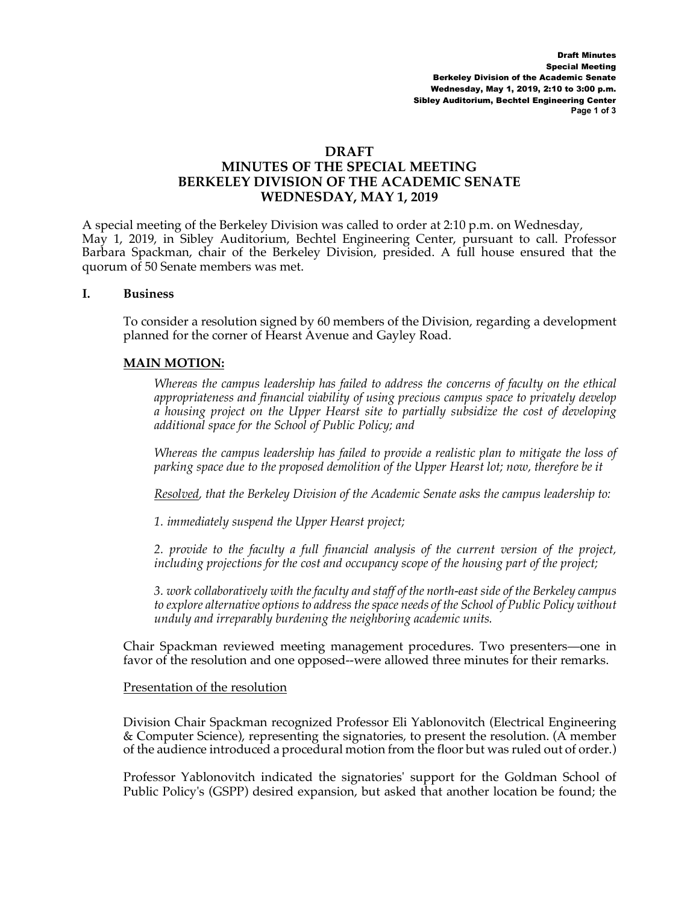# DRAFT
# MINUTES OF THE SPECIAL MEETING
# BERKELEY DIVISION OF THE ACADEMIC SENATE
# WEDNESDAY, MAY 1, 2019

A special meeting of the Berkeley Division was called to order at 2:10 p.m. on Wednesday, May 1, 2019, in Sibley Auditorium, Bechtel Engineering Center, pursuant to call. Professor Barbara Spackman, chair of the Berkeley Division, presided. A full house ensured that the quorum of 50 Senate members was met.

## I. Business

To consider a resolution signed by 60 members of the Division, regarding a development planned for the corner of Hearst Avenue and Gayley Road.

**MAIN MOTION:**

*Whereas the campus leadership has failed to address the concerns of faculty on the ethical appropriateness and financial viability of using precious campus space to privately develop a housing project on the Upper Hearst site to partially subsidize the cost of developing additional space for the School of Public Policy; and*

*Whereas the campus leadership has failed to provide a realistic plan to mitigate the loss of parking space due to the proposed demolition of the Upper Hearst lot; now, therefore be it*

*Resolved, that the Berkeley Division of the Academic Senate asks the campus leadership to:*

*1. immediately suspend the Upper Hearst project;*

*2. provide to the faculty a full financial analysis of the current version of the project, including projections for the cost and occupancy scope of the housing part of the project;*

*3. work collaboratively with the faculty and staff of the north-east side of the Berkeley campus to explore alternative options to address the space needs of the School of Public Policy without unduly and irreparably burdening the neighboring academic units.*

Chair Spackman reviewed meeting management procedures. Two presenters—one in favor of the resolution and one opposed--were allowed three minutes for their remarks.

Presentation of the resolution

Division Chair Spackman recognized Professor Eli Yablonovitch (Electrical Engineering & Computer Science), representing the signatories, to present the resolution. (A member of the audience introduced a procedural motion from the floor but was ruled out of order.)

Professor Yablonovitch indicated the signatories' support for the Goldman School of Public Policy's (GSPP) desired expansion, but asked that another location be found; the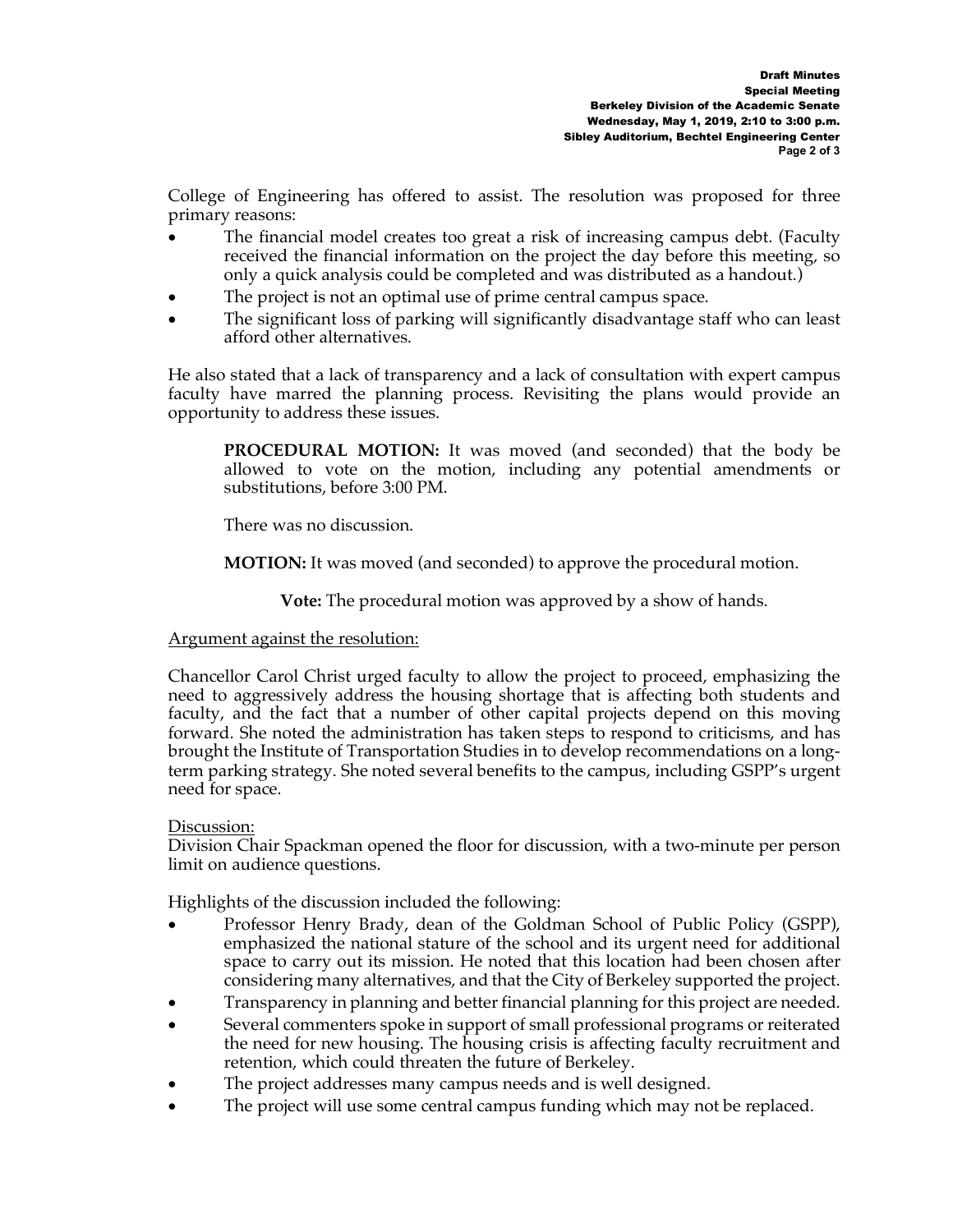College of Engineering has offered to assist. The resolution was proposed for three primary reasons:

- The financial model creates too great a risk of increasing campus debt. (Faculty received the financial information on the project the day before this meeting, so only a quick analysis could be completed and was distributed as a handout.)
- The project is not an optimal use of prime central campus space.
- The significant loss of parking will significantly disadvantage staff who can least afford other alternatives.

He also stated that a lack of transparency and a lack of consultation with expert campus faculty have marred the planning process. Revisiting the plans would provide an opportunity to address these issues.

> **PROCEDURAL MOTION:** It was moved (and seconded) that the body be allowed to vote on the motion, including any potential amendments or substitutions, before 3:00 PM.
>
> There was no discussion.
>
> **MOTION:** It was moved (and seconded) to approve the procedural motion.
>
> > **Vote:** The procedural motion was approved by a show of hands.

<u>Argument against the resolution:</u>

Chancellor Carol Christ urged faculty to allow the project to proceed, emphasizing the need to aggressively address the housing shortage that is affecting both students and faculty, and the fact that a number of other capital projects depend on this moving forward. She noted the administration has taken steps to respond to criticisms, and has brought the Institute of Transportation Studies in to develop recommendations on a long-term parking strategy. She noted several benefits to the campus, including GSPP's urgent need for space.

<u>Discussion:</u>
Division Chair Spackman opened the floor for discussion, with a two-minute per person limit on audience questions.

Highlights of the discussion included the following:

- Professor Henry Brady, dean of the Goldman School of Public Policy (GSPP), emphasized the national stature of the school and its urgent need for additional space to carry out its mission. He noted that this location had been chosen after considering many alternatives, and that the City of Berkeley supported the project.
- Transparency in planning and better financial planning for this project are needed.
- Several commenters spoke in support of small professional programs or reiterated the need for new housing. The housing crisis is affecting faculty recruitment and retention, which could threaten the future of Berkeley.
- The project addresses many campus needs and is well designed.
- The project will use some central campus funding which may not be replaced.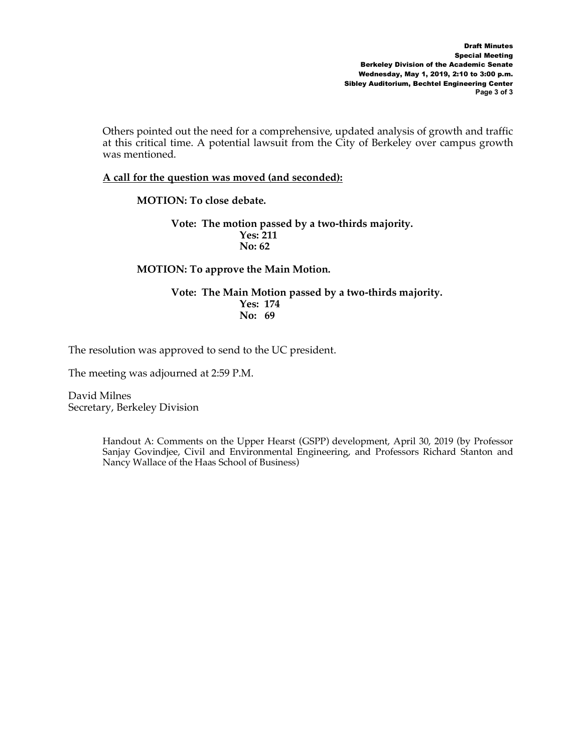Others pointed out the need for a comprehensive, updated analysis of growth and traffic at this critical time. A potential lawsuit from the City of Berkeley over campus growth was mentioned.

**A call for the question was moved (and seconded):**

**MOTION: To close debate.**

**Vote: The motion passed by a two-thirds majority.**
**Yes: 211**
**No: 62**

**MOTION: To approve the Main Motion.**

**Vote: The Main Motion passed by a two-thirds majority.**
**Yes: 174**
**No: 69**

The resolution was approved to send to the UC president.

The meeting was adjourned at 2:59 P.M.

David Milnes
Secretary, Berkeley Division

Handout A: Comments on the Upper Hearst (GSPP) development, April 30, 2019 (by Professor Sanjay Govindjee, Civil and Environmental Engineering, and Professors Richard Stanton and Nancy Wallace of the Haas School of Business)